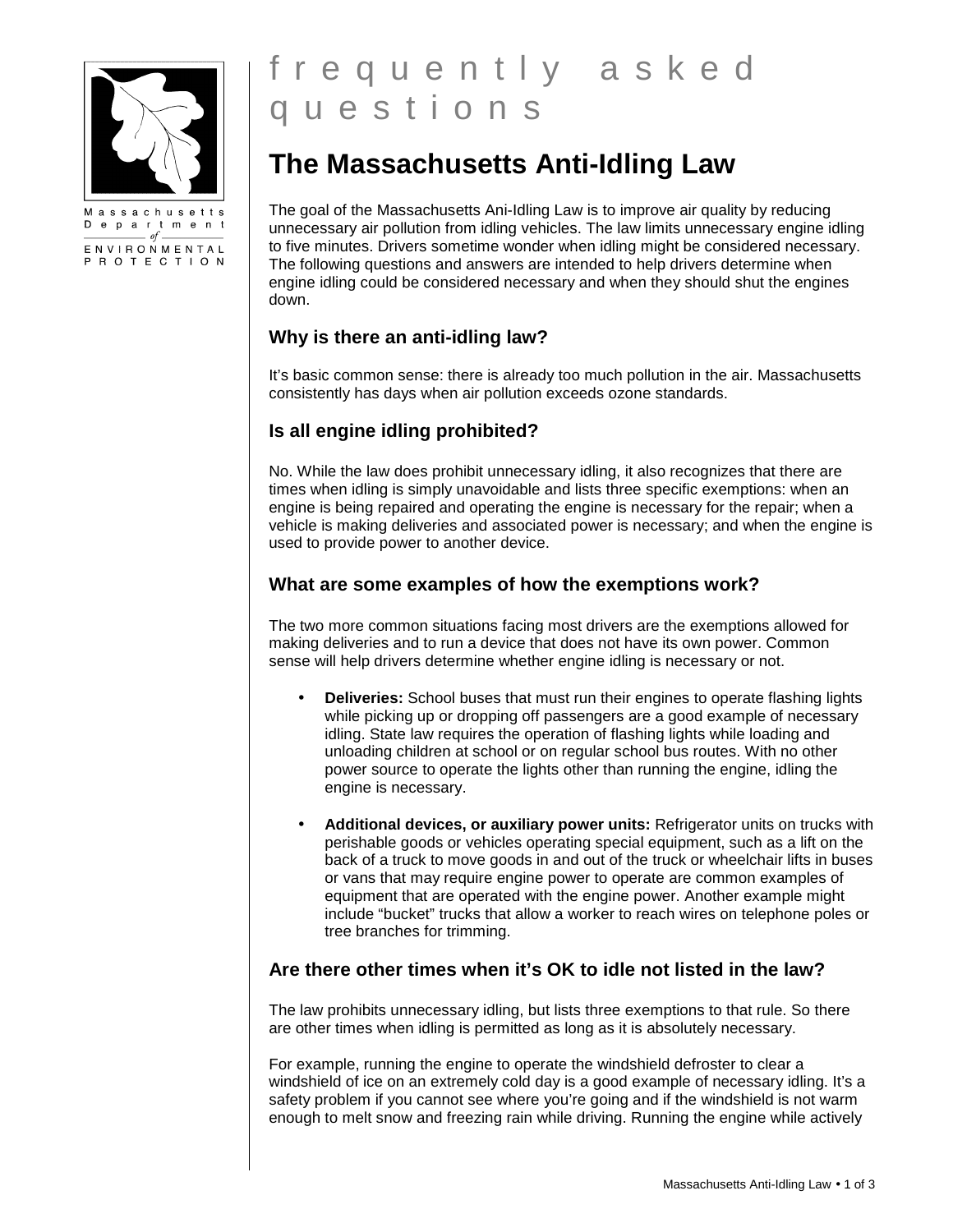Massachusetts Department of Environmental Protection

frequently asked questions

# The Massachusetts Anti-Idling Law

The goal of the Massachusetts Ani-Idling Law is to improve air quality by reducing unnecessary air pollution from idling vehicles. The law limits unnecessary engine idling to five minutes. Drivers sometime wonder when idling might be considered necessary. The following questions and answers are intended to help drivers determine when engine idling could be considered necessary and when they should shut the engines down.

## Why is there an anti-idling law?

It's basic common sense: there is already too much pollution in the air. Massachusetts consistently has days when air pollution exceeds ozone standards.

## Is all engine idling prohibited?

No. While the law does prohibit unnecessary idling, it also recognizes that there are times when idling is simply unavoidable and lists three specific exemptions: when an engine is being repaired and operating the engine is necessary for the repair; when a vehicle is making deliveries and associated power is necessary; and when the engine is used to provide power to another device.

## What are some examples of how the exemptions work?

The two more common situations facing most drivers are the exemptions allowed for making deliveries and to run a device that does not have its own power. Common sense will help drivers determine whether engine idling is necessary or not.

- **Deliveries:** School buses that must run their engines to operate flashing lights while picking up or dropping off passengers are a good example of necessary idling. State law requires the operation of flashing lights while loading and unloading children at school or on regular school bus routes. With no other power source to operate the lights other than running the engine, idling the engine is necessary.

- **Additional devices, or auxiliary power units:** Refrigerator units on trucks with perishable goods or vehicles operating special equipment, such as a lift on the back of a truck to move goods in and out of the truck or wheelchair lifts in buses or vans that may require engine power to operate are common examples of equipment that are operated with the engine power. Another example might include "bucket" trucks that allow a worker to reach wires on telephone poles or tree branches for trimming.

## Are there other times when it's OK to idle not listed in the law?

The law prohibits unnecessary idling, but lists three exemptions to that rule. So there are other times when idling is permitted as long as it is absolutely necessary.

For example, running the engine to operate the windshield defroster to clear a windshield of ice on an extremely cold day is a good example of necessary idling. It's a safety problem if you cannot see where you're going and if the windshield is not warm enough to melt snow and freezing rain while driving. Running the engine while actively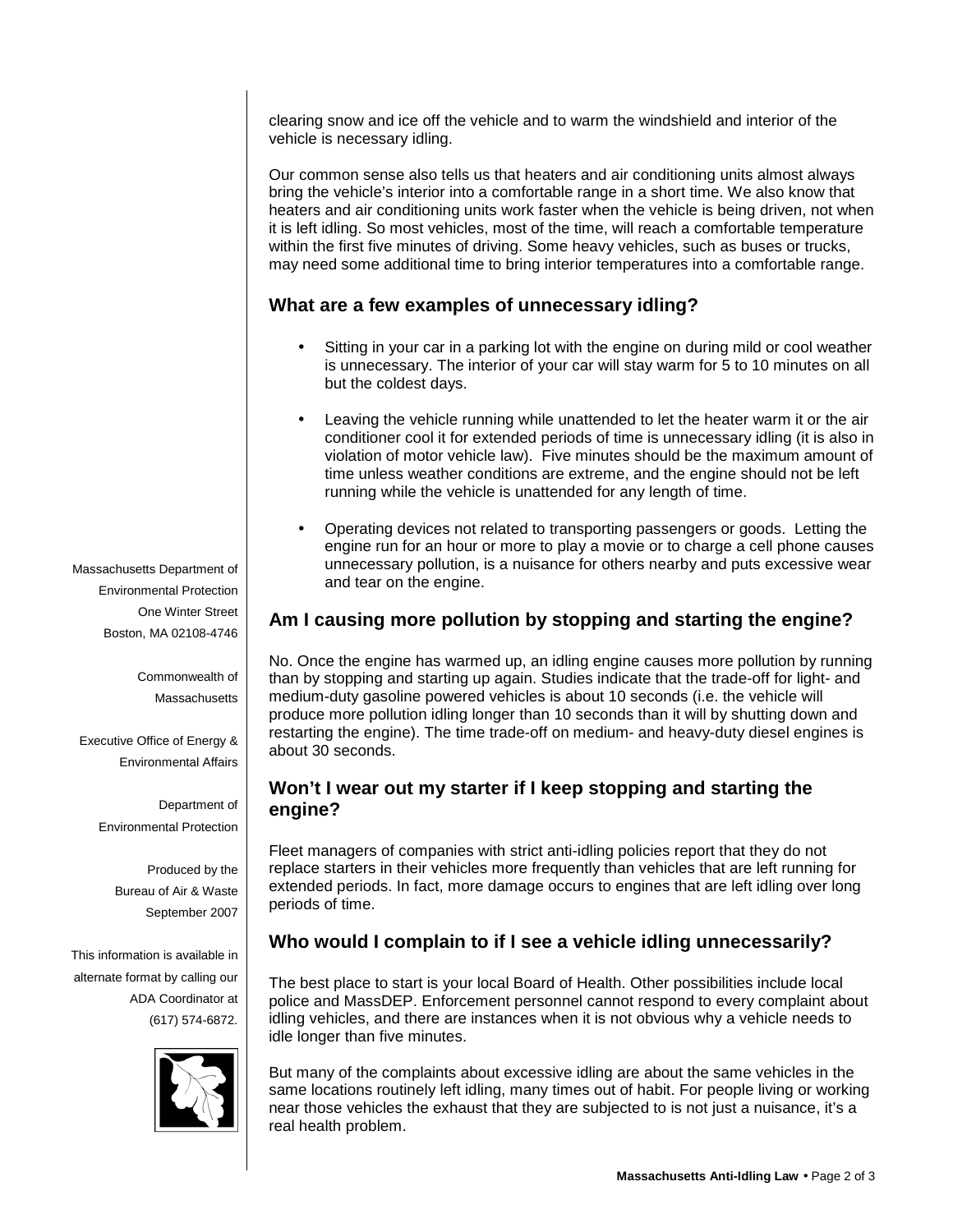clearing snow and ice off the vehicle and to warm the windshield and interior of the vehicle is necessary idling.

Our common sense also tells us that heaters and air conditioning units almost always bring the vehicle's interior into a comfortable range in a short time. We also know that heaters and air conditioning units work faster when the vehicle is being driven, not when it is left idling. So most vehicles, most of the time, will reach a comfortable temperature within the first five minutes of driving. Some heavy vehicles, such as buses or trucks, may need some additional time to bring interior temperatures into a comfortable range.

## What are a few examples of unnecessary idling?

- Sitting in your car in a parking lot with the engine on during mild or cool weather is unnecessary. The interior of your car will stay warm for 5 to 10 minutes on all but the coldest days.
- Leaving the vehicle running while unattended to let the heater warm it or the air conditioner cool it for extended periods of time is unnecessary idling (it is also in violation of motor vehicle law). Five minutes should be the maximum amount of time unless weather conditions are extreme, and the engine should not be left running while the vehicle is unattended for any length of time.
- Operating devices not related to transporting passengers or goods. Letting the engine run for an hour or more to play a movie or to charge a cell phone causes unnecessary pollution, is a nuisance for others nearby and puts excessive wear and tear on the engine.

## Am I causing more pollution by stopping and starting the engine?

No. Once the engine has warmed up, an idling engine causes more pollution by running than by stopping and starting up again. Studies indicate that the trade-off for light- and medium-duty gasoline powered vehicles is about 10 seconds (i.e. the vehicle will produce more pollution idling longer than 10 seconds than it will by shutting down and restarting the engine). The time trade-off on medium- and heavy-duty diesel engines is about 30 seconds.

## Won't I wear out my starter if I keep stopping and starting the engine?

Fleet managers of companies with strict anti-idling policies report that they do not replace starters in their vehicles more frequently than vehicles that are left running for extended periods. In fact, more damage occurs to engines that are left idling over long periods of time.

## Who would I complain to if I see a vehicle idling unnecessarily?

The best place to start is your local Board of Health. Other possibilities include local police and MassDEP. Enforcement personnel cannot respond to every complaint about idling vehicles, and there are instances when it is not obvious why a vehicle needs to idle longer than five minutes.

But many of the complaints about excessive idling are about the same vehicles in the same locations routinely left idling, many times out of habit. For people living or working near those vehicles the exhaust that they are subjected to is not just a nuisance, it's a real health problem.

Massachusetts Department of Environmental Protection
One Winter Street
Boston, MA 02108-4746

Commonwealth of Massachusetts

Executive Office of Energy & Environmental Affairs

Department of Environmental Protection

Produced by the Bureau of Air & Waste
September 2007

This information is available in alternate format by calling our ADA Coordinator at (617) 574-6872.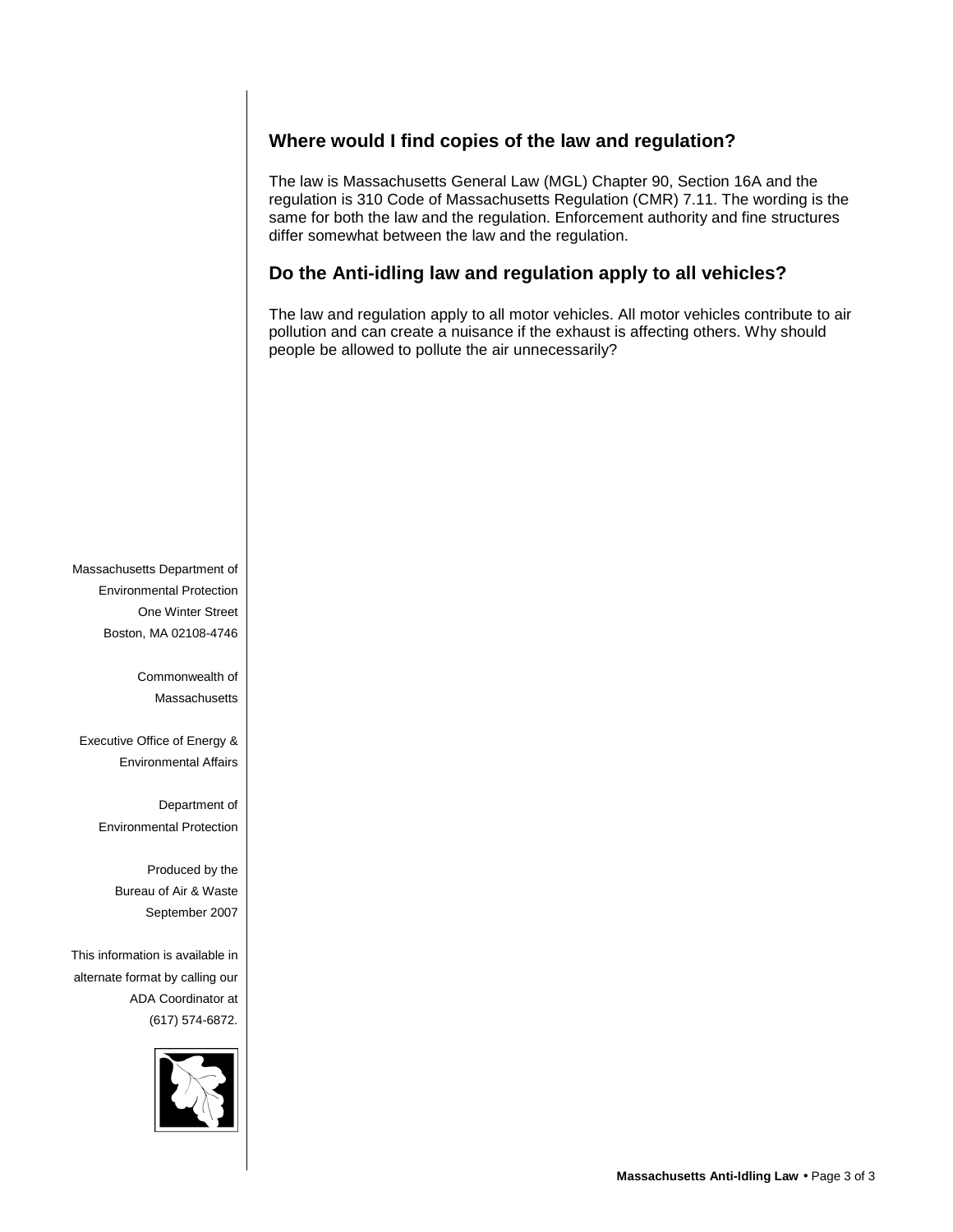## Where would I find copies of the law and regulation?

The law is Massachusetts General Law (MGL) Chapter 90, Section 16A and the regulation is 310 Code of Massachusetts Regulation (CMR) 7.11. The wording is the same for both the law and the regulation. Enforcement authority and fine structures differ somewhat between the law and the regulation.

## Do the Anti-idling law and regulation apply to all vehicles?

The law and regulation apply to all motor vehicles. All motor vehicles contribute to air pollution and can create a nuisance if the exhaust is affecting others. Why should people be allowed to pollute the air unnecessarily?

Massachusetts Department of Environmental Protection
One Winter Street
Boston, MA 02108-4746

Commonwealth of Massachusetts

Executive Office of Energy & Environmental Affairs

Department of Environmental Protection

Produced by the Bureau of Air & Waste
September 2007

This information is available in alternate format by calling our ADA Coordinator at (617) 574-6872.